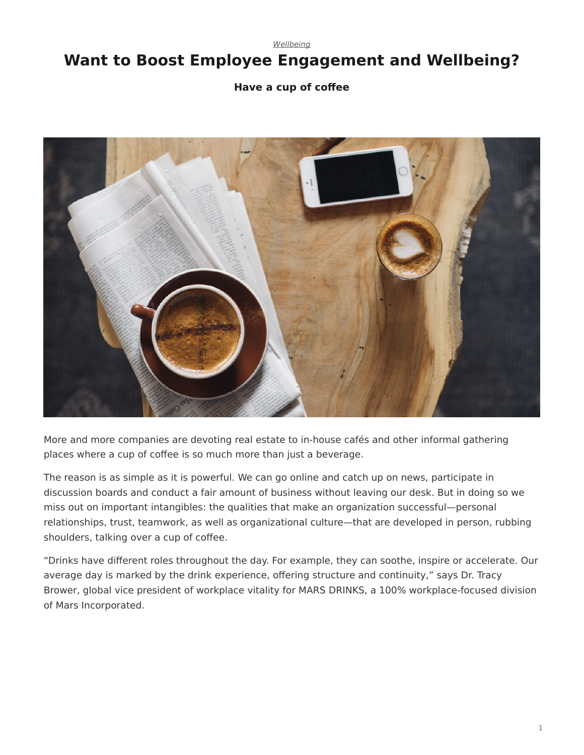*Wellbeing*

# Want to Boost Employee Engagement and Wellbeing?

**Have a cup of coffee**

More and more companies are devoting real estate to in-house cafés and other informal gathering places where a cup of coffee is so much more than just a beverage.

The reason is as simple as it is powerful. We can go online and catch up on news, participate in discussion boards and conduct a fair amount of business without leaving our desk. But in doing so we miss out on important intangibles: the qualities that make an organization successful—personal relationships, trust, teamwork, as well as organizational culture—that are developed in person, rubbing shoulders, talking over a cup of coffee.

“Drinks have different roles throughout the day. For example, they can soothe, inspire or accelerate. Our average day is marked by the drink experience, offering structure and continuity,” says Dr. Tracy Brower, global vice president of workplace vitality for MARS DRINKS, a 100% workplace-focused division of Mars Incorporated.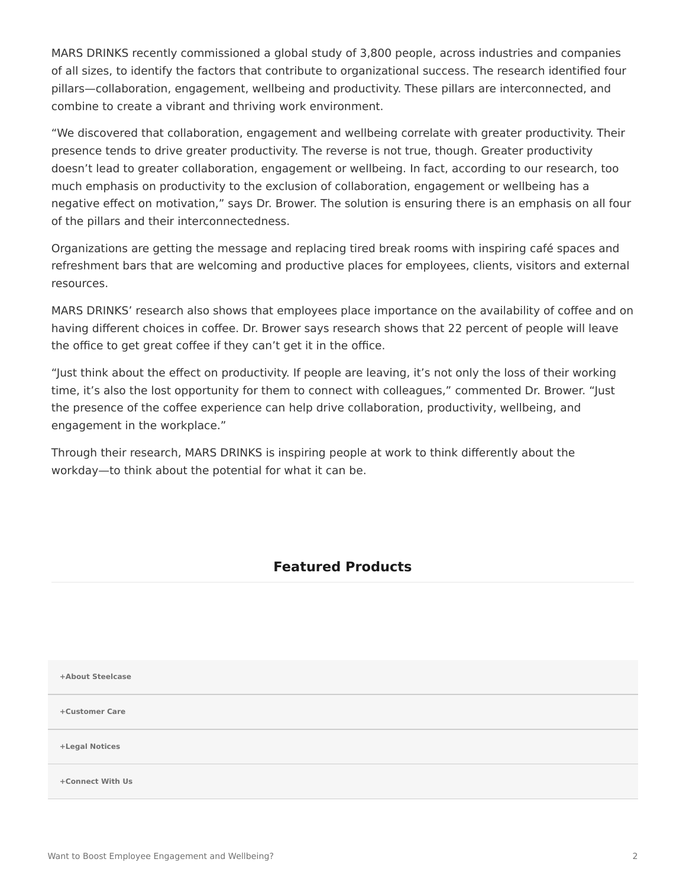MARS DRINKS recently commissioned a global study of 3,800 people, across industries and companies of all sizes, to identify the factors that contribute to organizational success. The research identified four pillars—collaboration, engagement, wellbeing and productivity. These pillars are interconnected, and combine to create a vibrant and thriving work environment.

“We discovered that collaboration, engagement and wellbeing correlate with greater productivity. Their presence tends to drive greater productivity. The reverse is not true, though. Greater productivity doesn’t lead to greater collaboration, engagement or wellbeing. In fact, according to our research, too much emphasis on productivity to the exclusion of collaboration, engagement or wellbeing has a negative effect on motivation,” says Dr. Brower. The solution is ensuring there is an emphasis on all four of the pillars and their interconnectedness.

Organizations are getting the message and replacing tired break rooms with inspiring café spaces and refreshment bars that are welcoming and productive places for employees, clients, visitors and external resources.

MARS DRINKS’ research also shows that employees place importance on the availability of coffee and on having different choices in coffee. Dr. Brower says research shows that 22 percent of people will leave the office to get great coffee if they can’t get it in the office.

“Just think about the effect on productivity. If people are leaving, it’s not only the loss of their working time, it’s also the lost opportunity for them to connect with colleagues,” commented Dr. Brower. “Just the presence of the coffee experience can help drive collaboration, productivity, wellbeing, and engagement in the workplace.”

Through their research, MARS DRINKS is inspiring people at work to think differently about the workday—to think about the potential for what it can be.

## Featured Products

+About Steelcase

+Customer Care

+Legal Notices

+Connect With Us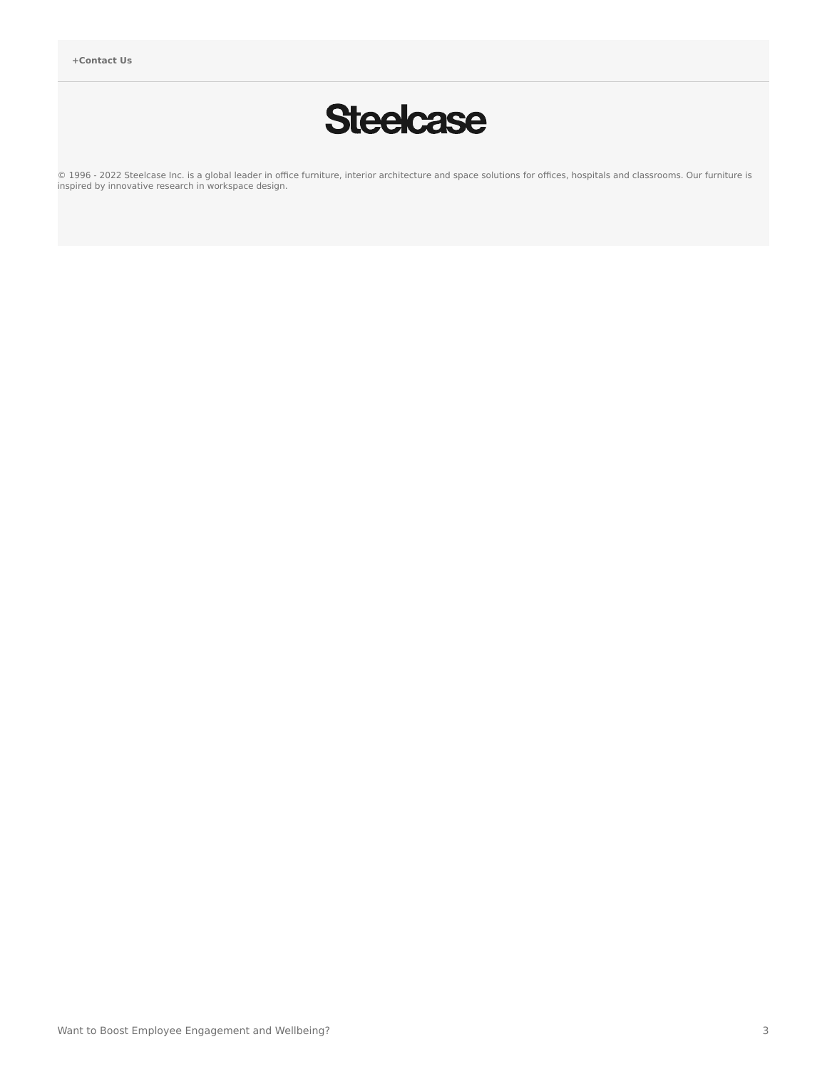**+Contact Us**

Steelcase

© 1996 - 2022 Steelcase Inc. is a global leader in office furniture, interior architecture and space solutions for offices, hospitals and classrooms. Our furniture is inspired by innovative research in workspace design.